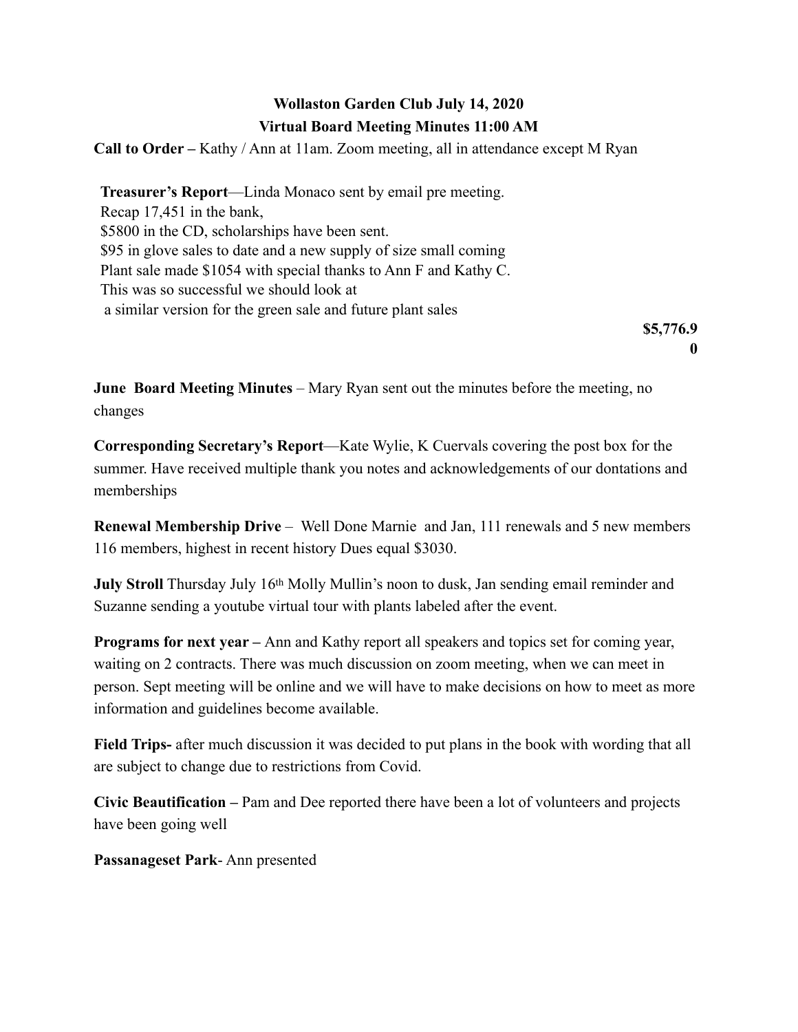**Wollaston Garden Club July 14, 2020**

**Virtual Board Meeting Minutes 11:00 AM**

**Call to Order –** Kathy / Ann at 11am. Zoom meeting, all in attendance except M Ryan

**Treasurer's Report**—Linda Monaco sent by email pre meeting.
Recap 17,451 in the bank,
$5800 in the CD, scholarships have been sent.
$95 in glove sales to date and a new supply of size small coming
Plant sale made $1054 with special thanks to Ann F and Kathy C.
This was so successful we should look at
a similar version for the green sale and future plant sales

**$5,776.90**

**June Board Meeting Minutes** – Mary Ryan sent out the minutes before the meeting, no changes

**Corresponding Secretary's Report**—Kate Wylie, K Cuervals covering the post box for the summer. Have received multiple thank you notes and acknowledgements of our dontations and memberships

**Renewal Membership Drive** – Well Done Marnie and Jan, 111 renewals and 5 new members 116 members, highest in recent history Dues equal $3030.

**July Stroll** Thursday July 16th Molly Mullin's noon to dusk, Jan sending email reminder and Suzanne sending a youtube virtual tour with plants labeled after the event.

**Programs for next year –** Ann and Kathy report all speakers and topics set for coming year, waiting on 2 contracts. There was much discussion on zoom meeting, when we can meet in person. Sept meeting will be online and we will have to make decisions on how to meet as more information and guidelines become available.

**Field Trips-** after much discussion it was decided to put plans in the book with wording that all are subject to change due to restrictions from Covid.

**Civic Beautification –** Pam and Dee reported there have been a lot of volunteers and projects have been going well

**Passanageset Park**- Ann presented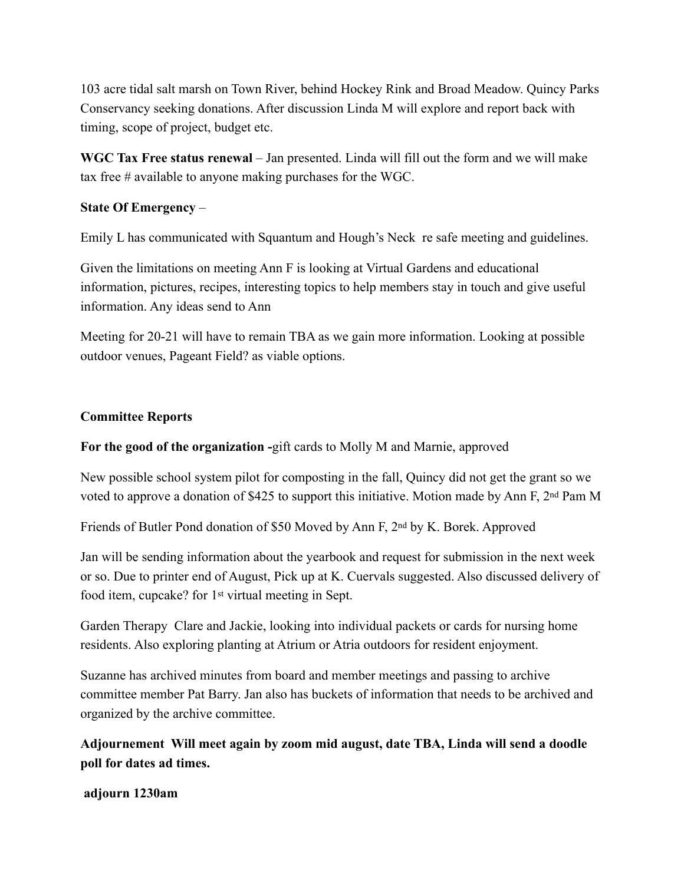103 acre tidal salt marsh on Town River, behind Hockey Rink and Broad Meadow. Quincy Parks Conservancy seeking donations. After discussion Linda M will explore and report back with timing, scope of project, budget etc.

**WGC Tax Free status renewal** – Jan presented. Linda will fill out the form and we will make tax free # available to anyone making purchases for the WGC.

**State Of Emergency** –

Emily L has communicated with Squantum and Hough's Neck re safe meeting and guidelines.

Given the limitations on meeting Ann F is looking at Virtual Gardens and educational information, pictures, recipes, interesting topics to help members stay in touch and give useful information. Any ideas send to Ann

Meeting for 20-21 will have to remain TBA as we gain more information. Looking at possible outdoor venues, Pageant Field? as viable options.

**Committee Reports**

**For the good of the organization -**gift cards to Molly M and Marnie, approved

New possible school system pilot for composting in the fall, Quincy did not get the grant so we voted to approve a donation of $425 to support this initiative. Motion made by Ann F, 2nd Pam M

Friends of Butler Pond donation of $50 Moved by Ann F, 2nd by K. Borek. Approved

Jan will be sending information about the yearbook and request for submission in the next week or so. Due to printer end of August, Pick up at K. Cuervals suggested. Also discussed delivery of food item, cupcake? for 1st virtual meeting in Sept.

Garden Therapy Clare and Jackie, looking into individual packets or cards for nursing home residents. Also exploring planting at Atrium or Atria outdoors for resident enjoyment.

Suzanne has archived minutes from board and member meetings and passing to archive committee member Pat Barry. Jan also has buckets of information that needs to be archived and organized by the archive committee.

**Adjournement Will meet again by zoom mid august, date TBA, Linda will send a doodle poll for dates ad times.**

**adjourn 1230am**